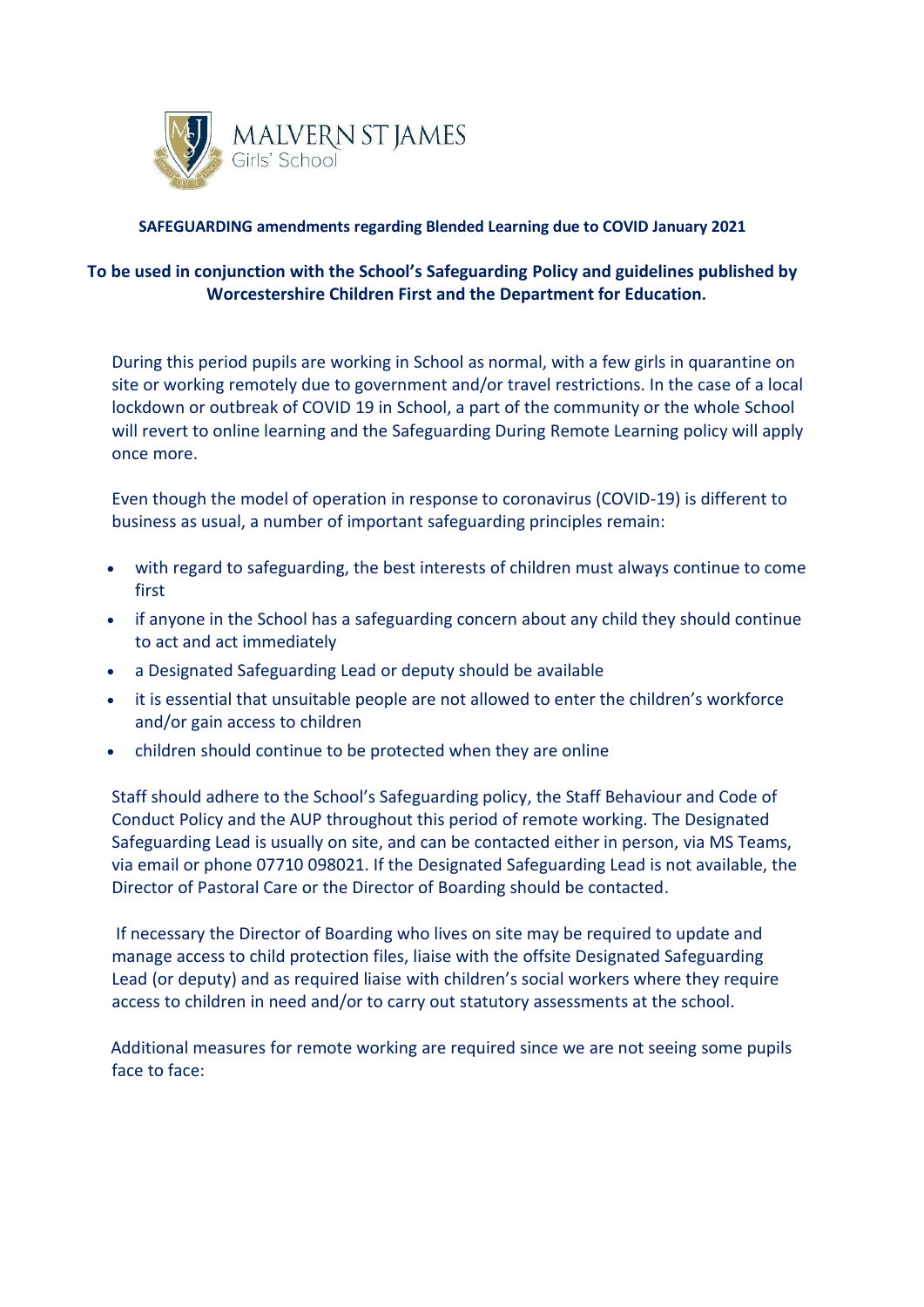MALVERN ST JAMES
Girls' School

**SAFEGUARDING amendments regarding Blended Learning due to COVID January 2021**

**To be used in conjunction with the School's Safeguarding Policy and guidelines published by Worcestershire Children First and the Department for Education.**

During this period pupils are working in School as normal, with a few girls in quarantine on site or working remotely due to government and/or travel restrictions. In the case of a local lockdown or outbreak of COVID 19 in School, a part of the community or the whole School will revert to online learning and the Safeguarding During Remote Learning policy will apply once more.

Even though the model of operation in response to coronavirus (COVID-19) is different to business as usual, a number of important safeguarding principles remain:

- with regard to safeguarding, the best interests of children must always continue to come first
- if anyone in the School has a safeguarding concern about any child they should continue to act and act immediately
- a Designated Safeguarding Lead or deputy should be available
- it is essential that unsuitable people are not allowed to enter the children's workforce and/or gain access to children
- children should continue to be protected when they are online

Staff should adhere to the School's Safeguarding policy, the Staff Behaviour and Code of Conduct Policy and the AUP throughout this period of remote working. The Designated Safeguarding Lead is usually on site, and can be contacted either in person, via MS Teams, via email or phone 07710 098021. If the Designated Safeguarding Lead is not available, the Director of Pastoral Care or the Director of Boarding should be contacted.

If necessary the Director of Boarding who lives on site may be required to update and manage access to child protection files, liaise with the offsite Designated Safeguarding Lead (or deputy) and as required liaise with children's social workers where they require access to children in need and/or to carry out statutory assessments at the school.

Additional measures for remote working are required since we are not seeing some pupils face to face: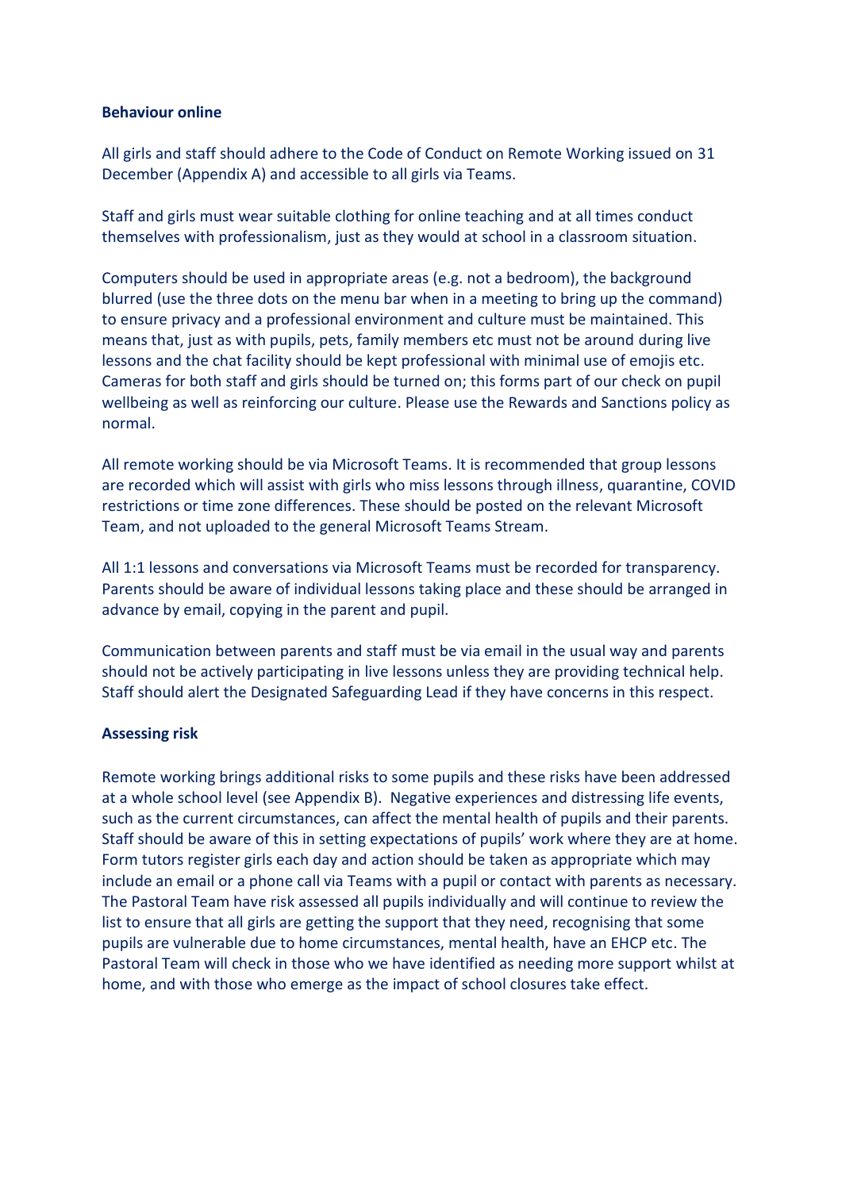**Behaviour online**

All girls and staff should adhere to the Code of Conduct on Remote Working issued on 31 December (Appendix A) and accessible to all girls via Teams.

Staff and girls must wear suitable clothing for online teaching and at all times conduct themselves with professionalism, just as they would at school in a classroom situation.

Computers should be used in appropriate areas (e.g. not a bedroom), the background blurred (use the three dots on the menu bar when in a meeting to bring up the command) to ensure privacy and a professional environment and culture must be maintained. This means that, just as with pupils, pets, family members etc must not be around during live lessons and the chat facility should be kept professional with minimal use of emojis etc. Cameras for both staff and girls should be turned on; this forms part of our check on pupil wellbeing as well as reinforcing our culture. Please use the Rewards and Sanctions policy as normal.

All remote working should be via Microsoft Teams. It is recommended that group lessons are recorded which will assist with girls who miss lessons through illness, quarantine, COVID restrictions or time zone differences. These should be posted on the relevant Microsoft Team, and not uploaded to the general Microsoft Teams Stream.

All 1:1 lessons and conversations via Microsoft Teams must be recorded for transparency. Parents should be aware of individual lessons taking place and these should be arranged in advance by email, copying in the parent and pupil.

Communication between parents and staff must be via email in the usual way and parents should not be actively participating in live lessons unless they are providing technical help. Staff should alert the Designated Safeguarding Lead if they have concerns in this respect.

**Assessing risk**

Remote working brings additional risks to some pupils and these risks have been addressed at a whole school level (see Appendix B). Negative experiences and distressing life events, such as the current circumstances, can affect the mental health of pupils and their parents. Staff should be aware of this in setting expectations of pupils' work where they are at home. Form tutors register girls each day and action should be taken as appropriate which may include an email or a phone call via Teams with a pupil or contact with parents as necessary. The Pastoral Team have risk assessed all pupils individually and will continue to review the list to ensure that all girls are getting the support that they need, recognising that some pupils are vulnerable due to home circumstances, mental health, have an EHCP etc. The Pastoral Team will check in those who we have identified as needing more support whilst at home, and with those who emerge as the impact of school closures take effect.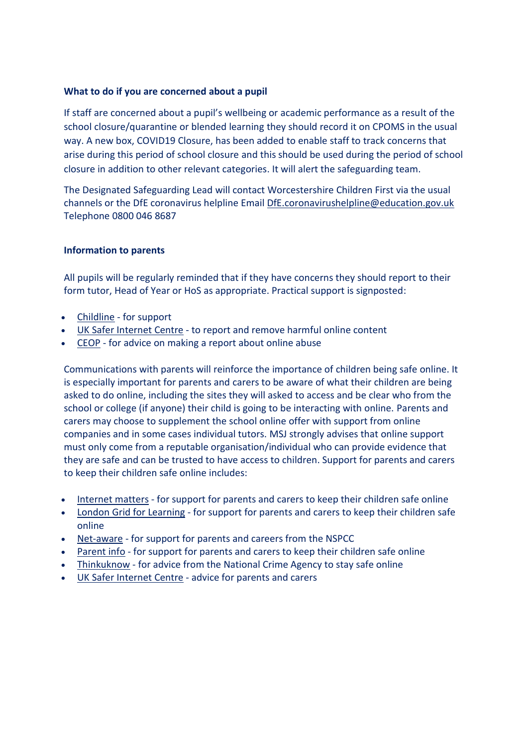**What to do if you are concerned about a pupil**

If staff are concerned about a pupil's wellbeing or academic performance as a result of the school closure/quarantine or blended learning they should record it on CPOMS in the usual way. A new box, COVID19 Closure, has been added to enable staff to track concerns that arise during this period of school closure and this should be used during the period of school closure in addition to other relevant categories. It will alert the safeguarding team.

The Designated Safeguarding Lead will contact Worcestershire Children First via the usual channels or the DfE coronavirus helpline Email DfE.coronavirushelpline@education.gov.uk Telephone 0800 046 8687

**Information to parents**

All pupils will be regularly reminded that if they have concerns they should report to their form tutor, Head of Year or HoS as appropriate. Practical support is signposted:

- Childline - for support
- UK Safer Internet Centre - to report and remove harmful online content
- CEOP - for advice on making a report about online abuse

Communications with parents will reinforce the importance of children being safe online. It is especially important for parents and carers to be aware of what their children are being asked to do online, including the sites they will asked to access and be clear who from the school or college (if anyone) their child is going to be interacting with online. Parents and carers may choose to supplement the school online offer with support from online companies and in some cases individual tutors. MSJ strongly advises that online support must only come from a reputable organisation/individual who can provide evidence that they are safe and can be trusted to have access to children. Support for parents and carers to keep their children safe online includes:

- Internet matters - for support for parents and carers to keep their children safe online
- London Grid for Learning - for support for parents and carers to keep their children safe online
- Net-aware - for support for parents and careers from the NSPCC
- Parent info - for support for parents and carers to keep their children safe online
- Thinkuknow - for advice from the National Crime Agency to stay safe online
- UK Safer Internet Centre - advice for parents and carers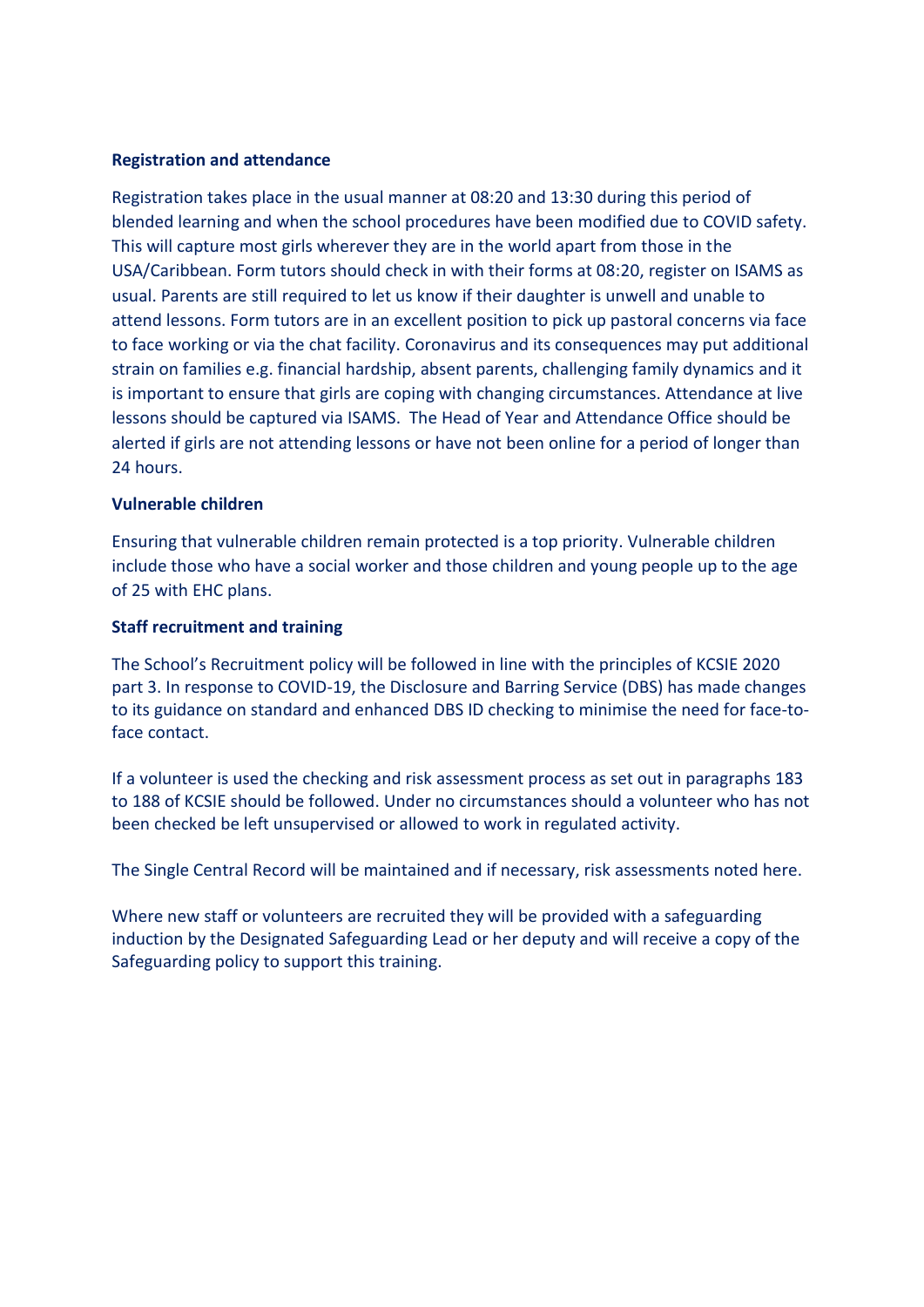**Registration and attendance**

Registration takes place in the usual manner at 08:20 and 13:30 during this period of blended learning and when the school procedures have been modified due to COVID safety. This will capture most girls wherever they are in the world apart from those in the USA/Caribbean. Form tutors should check in with their forms at 08:20, register on ISAMS as usual. Parents are still required to let us know if their daughter is unwell and unable to attend lessons. Form tutors are in an excellent position to pick up pastoral concerns via face to face working or via the chat facility. Coronavirus and its consequences may put additional strain on families e.g. financial hardship, absent parents, challenging family dynamics and it is important to ensure that girls are coping with changing circumstances. Attendance at live lessons should be captured via ISAMS. The Head of Year and Attendance Office should be alerted if girls are not attending lessons or have not been online for a period of longer than 24 hours.

**Vulnerable children**

Ensuring that vulnerable children remain protected is a top priority. Vulnerable children include those who have a social worker and those children and young people up to the age of 25 with EHC plans.

**Staff recruitment and training**

The School's Recruitment policy will be followed in line with the principles of KCSIE 2020 part 3. In response to COVID-19, the Disclosure and Barring Service (DBS) has made changes to its guidance on standard and enhanced DBS ID checking to minimise the need for face-to-face contact.

If a volunteer is used the checking and risk assessment process as set out in paragraphs 183 to 188 of KCSIE should be followed. Under no circumstances should a volunteer who has not been checked be left unsupervised or allowed to work in regulated activity.

The Single Central Record will be maintained and if necessary, risk assessments noted here.

Where new staff or volunteers are recruited they will be provided with a safeguarding induction by the Designated Safeguarding Lead or her deputy and will receive a copy of the Safeguarding policy to support this training.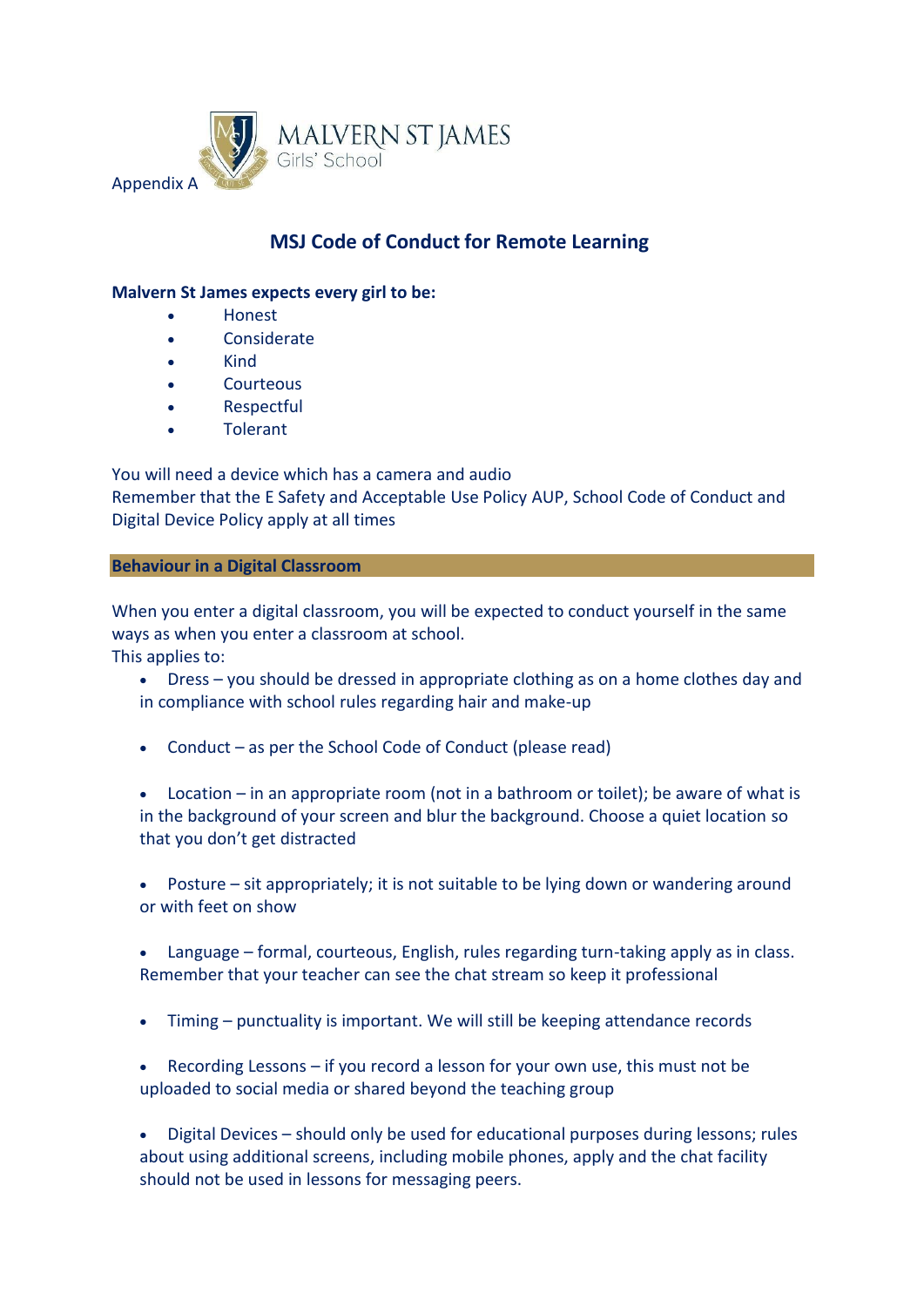Appendix A

MALVERN ST JAMES
Girls' School

## MSJ Code of Conduct for Remote Learning

**Malvern St James expects every girl to be:**

- Honest
- Considerate
- Kind
- Courteous
- Respectful
- Tolerant

You will need a device which has a camera and audio
Remember that the E Safety and Acceptable Use Policy AUP, School Code of Conduct and Digital Device Policy apply at all times

### Behaviour in a Digital Classroom

When you enter a digital classroom, you will be expected to conduct yourself in the same ways as when you enter a classroom at school.
This applies to:

- Dress – you should be dressed in appropriate clothing as on a home clothes day and in compliance with school rules regarding hair and make-up

- Conduct – as per the School Code of Conduct (please read)

- Location – in an appropriate room (not in a bathroom or toilet); be aware of what is in the background of your screen and blur the background. Choose a quiet location so that you don't get distracted

- Posture – sit appropriately; it is not suitable to be lying down or wandering around or with feet on show

- Language – formal, courteous, English, rules regarding turn-taking apply as in class. Remember that your teacher can see the chat stream so keep it professional

- Timing – punctuality is important. We will still be keeping attendance records

- Recording Lessons – if you record a lesson for your own use, this must not be uploaded to social media or shared beyond the teaching group

- Digital Devices – should only be used for educational purposes during lessons; rules about using additional screens, including mobile phones, apply and the chat facility should not be used in lessons for messaging peers.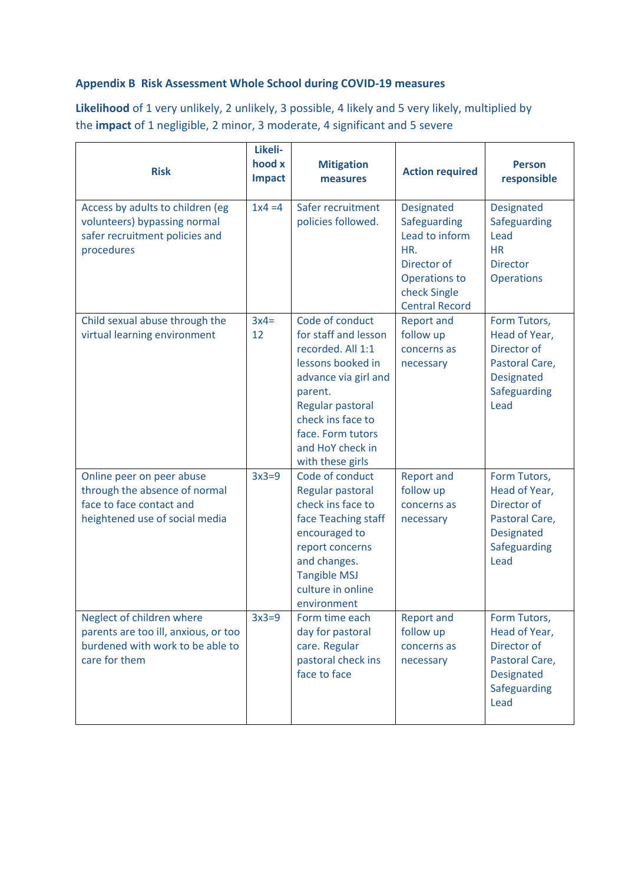**Appendix B Risk Assessment Whole School during COVID-19 measures**

**Likelihood** of 1 very unlikely, 2 unlikely, 3 possible, 4 likely and 5 very likely, multiplied by the **impact** of 1 negligible, 2 minor, 3 moderate, 4 significant and 5 severe

| Risk | Likeli-hood x Impact | Mitigation measures | Action required | Person responsible |
|---|---|---|---|---|
| Access by adults to children (eg volunteers) bypassing normal safer recruitment policies and procedures | 1x4 =4 | Safer recruitment policies followed. | Designated Safeguarding Lead to inform HR. Director of Operations to check Single Central Record | Designated Safeguarding Lead HR Director Operations |
| Child sexual abuse through the virtual learning environment | 3x4= 12 | Code of conduct for staff and lesson recorded. All 1:1 lessons booked in advance via girl and parent. Regular pastoral check ins face to face. Form tutors and HoY check in with these girls | Report and follow up concerns as necessary | Form Tutors, Head of Year, Director of Pastoral Care, Designated Safeguarding Lead |
| Online peer on peer abuse through the absence of normal face to face contact and heightened use of social media | 3x3=9 | Code of conduct Regular pastoral check ins face to face Teaching staff encouraged to report concerns and changes. Tangible MSJ culture in online environment | Report and follow up concerns as necessary | Form Tutors, Head of Year, Director of Pastoral Care, Designated Safeguarding Lead |
| Neglect of children where parents are too ill, anxious, or too burdened with work to be able to care for them | 3x3=9 | Form time each day for pastoral care. Regular pastoral check ins face to face | Report and follow up concerns as necessary | Form Tutors, Head of Year, Director of Pastoral Care, Designated Safeguarding Lead |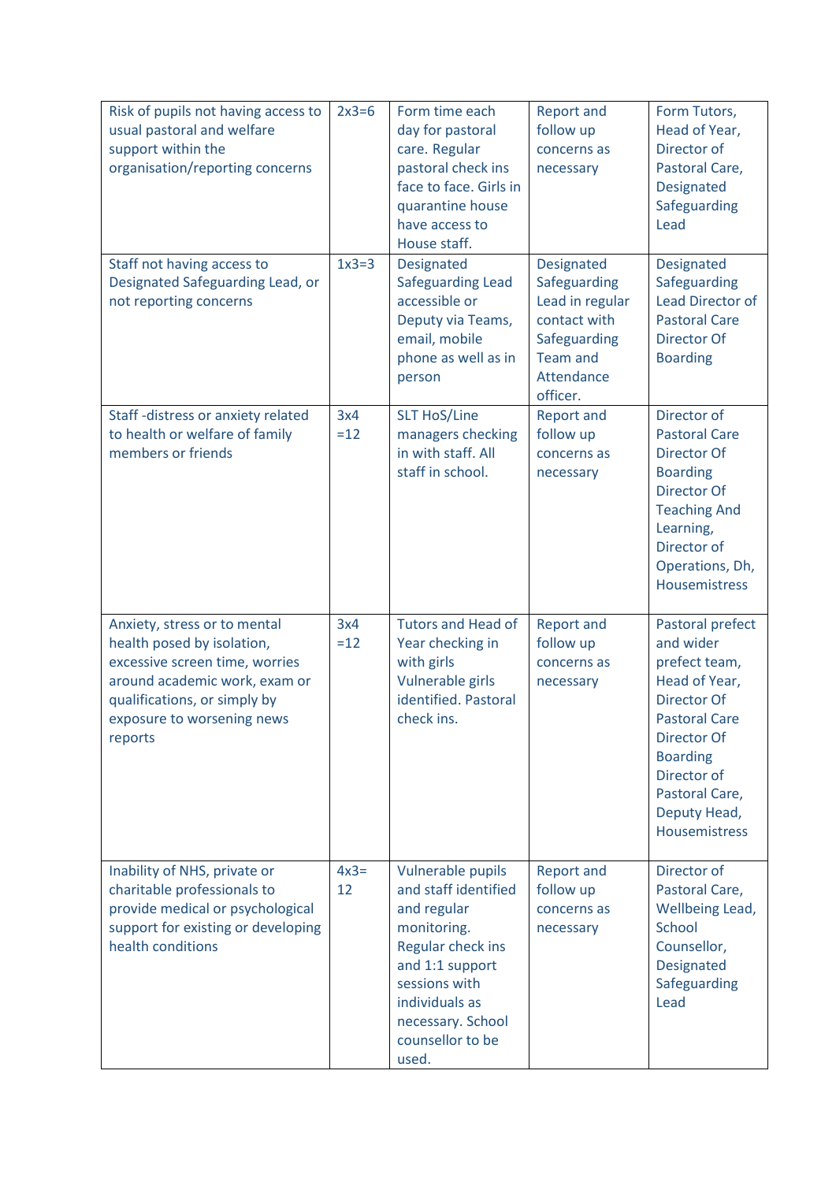| | | | | |
|---|---|---|---|---|
| Risk of pupils not having access to usual pastoral and welfare support within the organisation/reporting concerns | 2x3=6 | Form time each day for pastoral care. Regular pastoral check ins face to face. Girls in quarantine house have access to House staff. | Report and follow up concerns as necessary | Form Tutors, Head of Year, Director of Pastoral Care, Designated Safeguarding Lead |
| Staff not having access to Designated Safeguarding Lead, or not reporting concerns | 1x3=3 | Designated Safeguarding Lead accessible or Deputy via Teams, email, mobile phone as well as in person | Designated Safeguarding Lead in regular contact with Safeguarding Team and Attendance officer. | Designated Safeguarding Lead Director of Pastoral Care Director Of Boarding |
| Staff -distress or anxiety related to health or welfare of family members or friends | 3x4 =12 | SLT HoS/Line managers checking in with staff. All staff in school. | Report and follow up concerns as necessary | Director of Pastoral Care Director Of Boarding Director Of Teaching And Learning, Director of Operations, Dh, Housemistress |
| Anxiety, stress or to mental health posed by isolation, excessive screen time, worries around academic work, exam or qualifications, or simply by exposure to worsening news reports | 3x4 =12 | Tutors and Head of Year checking in with girls Vulnerable girls identified. Pastoral check ins. | Report and follow up concerns as necessary | Pastoral prefect and wider prefect team, Head of Year, Director Of Pastoral Care Director Of Boarding Director of Pastoral Care, Deputy Head, Housemistress |
| Inability of NHS, private or charitable professionals to provide medical or psychological support for existing or developing health conditions | 4x3= 12 | Vulnerable pupils and staff identified and regular monitoring. Regular check ins and 1:1 support sessions with individuals as necessary. School counsellor to be used. | Report and follow up concerns as necessary | Director of Pastoral Care, Wellbeing Lead, School Counsellor, Designated Safeguarding Lead |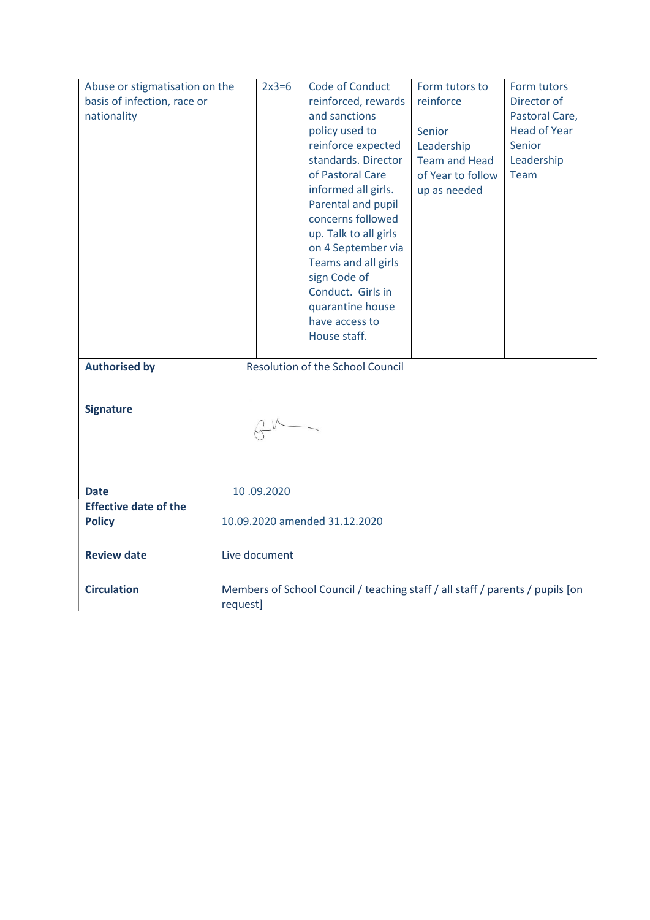| | | | | |
|---|---|---|---|---|
| Abuse or stigmatisation on the basis of infection, race or nationality | 2x3=6 | Code of Conduct reinforced, rewards and sanctions policy used to reinforce expected standards. Director of Pastoral Care informed all girls. Parental and pupil concerns followed up. Talk to all girls on 4 September via Teams and all girls sign Code of Conduct. Girls in quarantine house have access to House staff. | Form tutors to reinforce<br><br>Senior Leadership Team and Head of Year to follow up as needed | Form tutors Director of Pastoral Care, Head of Year Senior Leadership Team |

| | |
|---|---|
| **Authorised by** | Resolution of the School Council |
| **Signature** | |
| **Date** | 10 .09.2020 |
| **Effective date of the Policy** | 10.09.2020 amended 31.12.2020 |
| **Review date** | Live document |
| **Circulation** | Members of School Council / teaching staff / all staff / parents / pupils [on request] |